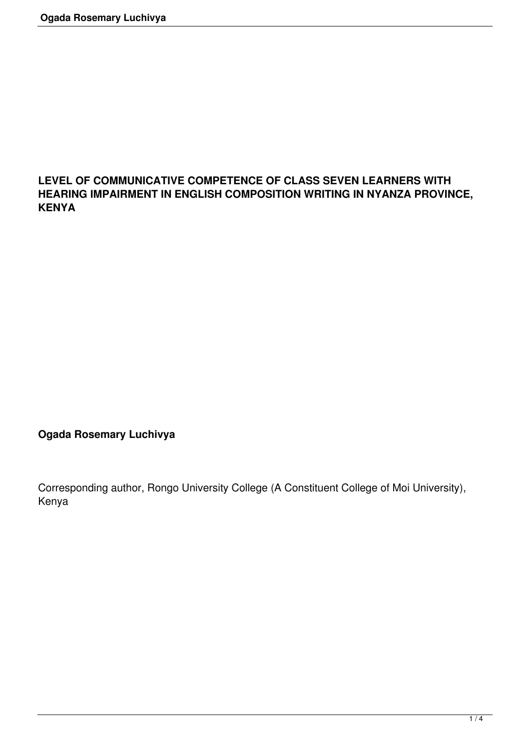# LEVEL OF COMMUNICATIVE COMPETENCE OF CLASS SEVEN LEARNERS WITH HEARING IMPAIRMENT IN ENGLISH COMPOSITION WRITING IN NYANZA PROVINCE, KENYA

**Ogada Rosemary Luchivya**

Corresponding author, Rongo University College (A Constituent College of Moi University), Kenya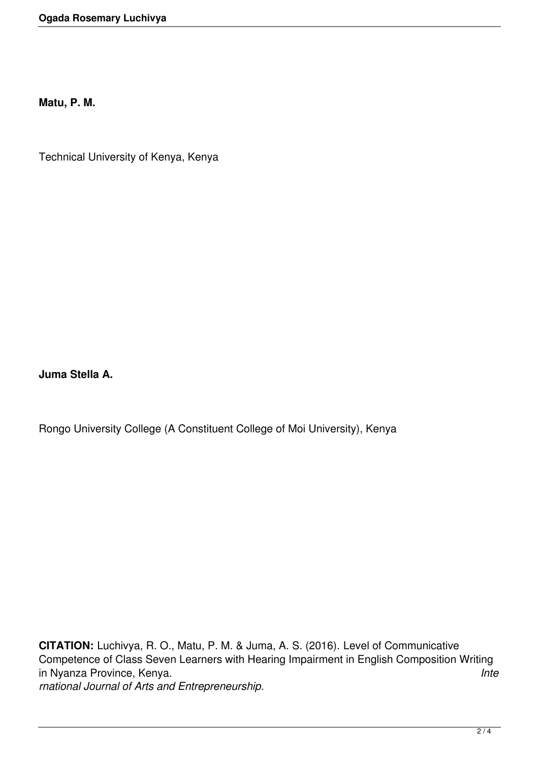**Matu, P. M.**

Technical University of Kenya, Kenya

**Juma Stella A.**

Rongo University College (A Constituent College of Moi University), Kenya

**CITATION:** Luchivya, R. O., Matu, P. M. & Juma, A. S. (2016). Level of Communicative Competence of Class Seven Learners with Hearing Impairment in English Composition Writing in Nyanza Province, Kenya. *International Journal of Arts and Entrepreneurship.*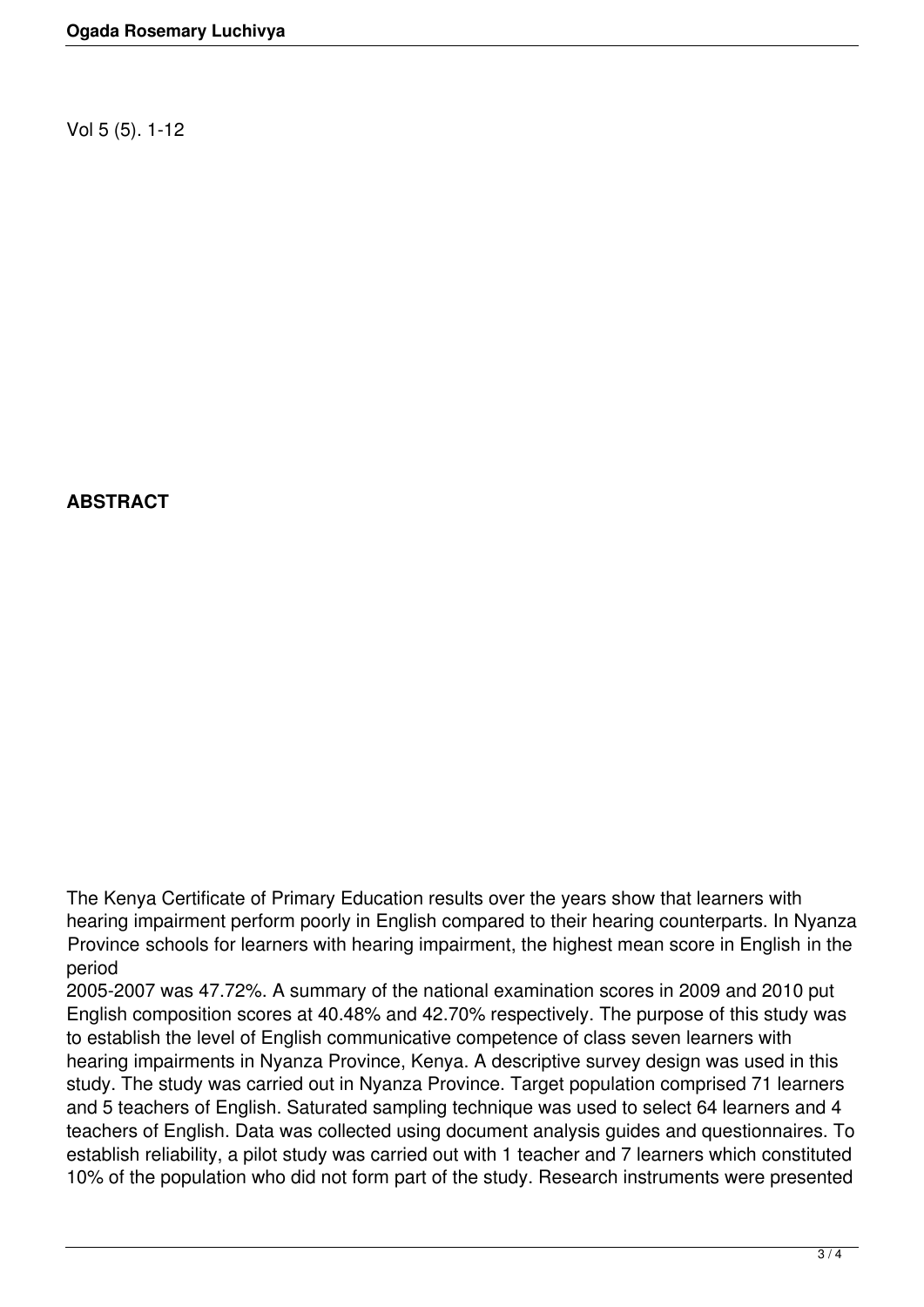Vol 5 (5). 1-12

**ABSTRACT**

The Kenya Certificate of Primary Education results over the years show that learners with hearing impairment perform poorly in English compared to their hearing counterparts. In Nyanza Province schools for learners with hearing impairment, the highest mean score in English in the period 2005-2007 was 47.72%. A summary of the national examination scores in 2009 and 2010 put English composition scores at 40.48% and 42.70% respectively. The purpose of this study was to establish the level of English communicative competence of class seven learners with hearing impairments in Nyanza Province, Kenya. A descriptive survey design was used in this study. The study was carried out in Nyanza Province. Target population comprised 71 learners and 5 teachers of English. Saturated sampling technique was used to select 64 learners and 4 teachers of English. Data was collected using document analysis guides and questionnaires. To establish reliability, a pilot study was carried out with 1 teacher and 7 learners which constituted 10% of the population who did not form part of the study. Research instruments were presented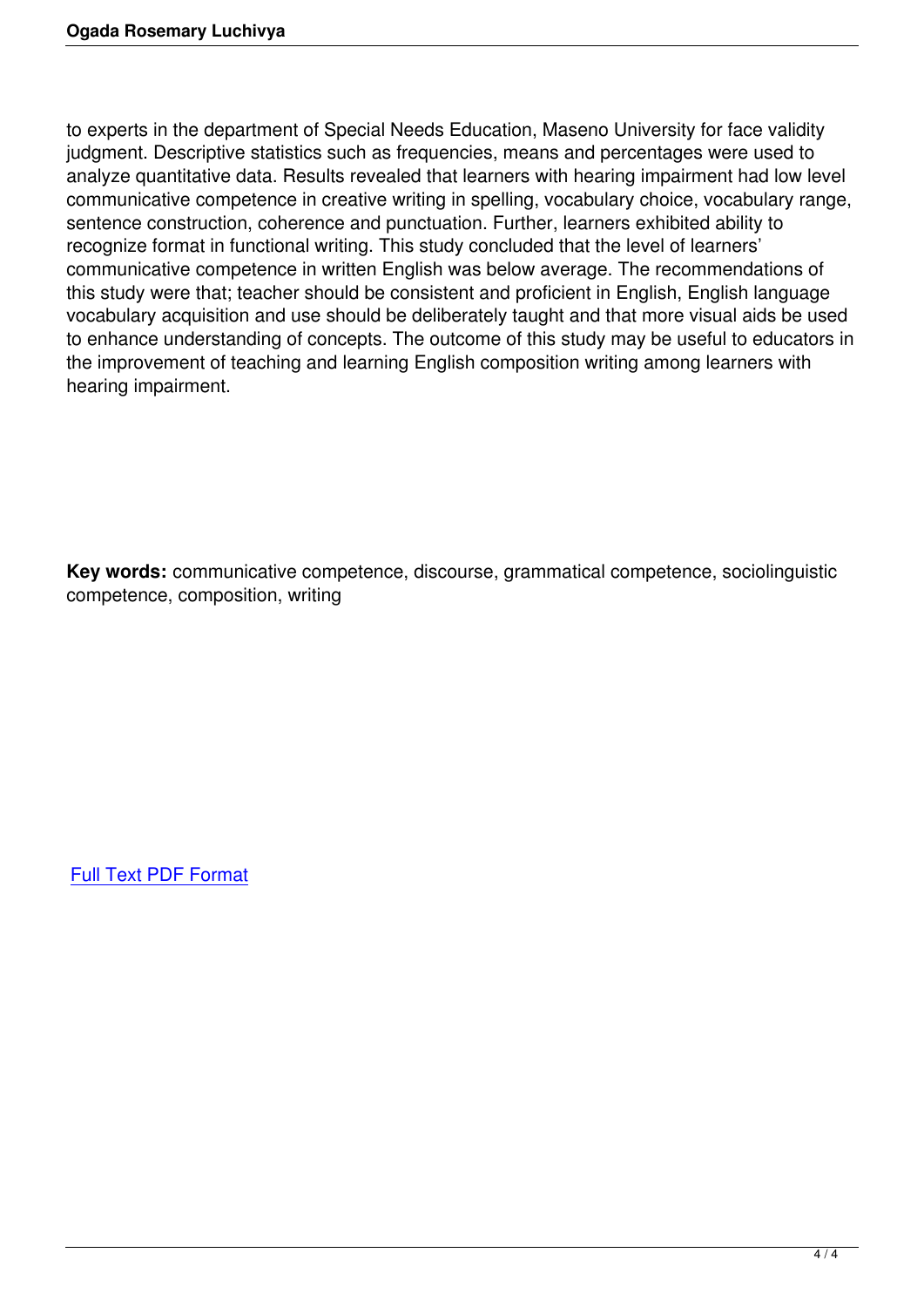to experts in the department of Special Needs Education, Maseno University for face validity judgment. Descriptive statistics such as frequencies, means and percentages were used to analyze quantitative data. Results revealed that learners with hearing impairment had low level communicative competence in creative writing in spelling, vocabulary choice, vocabulary range, sentence construction, coherence and punctuation. Further, learners exhibited ability to recognize format in functional writing. This study concluded that the level of learners' communicative competence in written English was below average. The recommendations of this study were that; teacher should be consistent and proficient in English, English language vocabulary acquisition and use should be deliberately taught and that more visual aids be used to enhance understanding of concepts. The outcome of this study may be useful to educators in the improvement of teaching and learning English composition writing among learners with hearing impairment.

**Key words:** communicative competence, discourse, grammatical competence, sociolinguistic competence, composition, writing

Full Text PDF Format